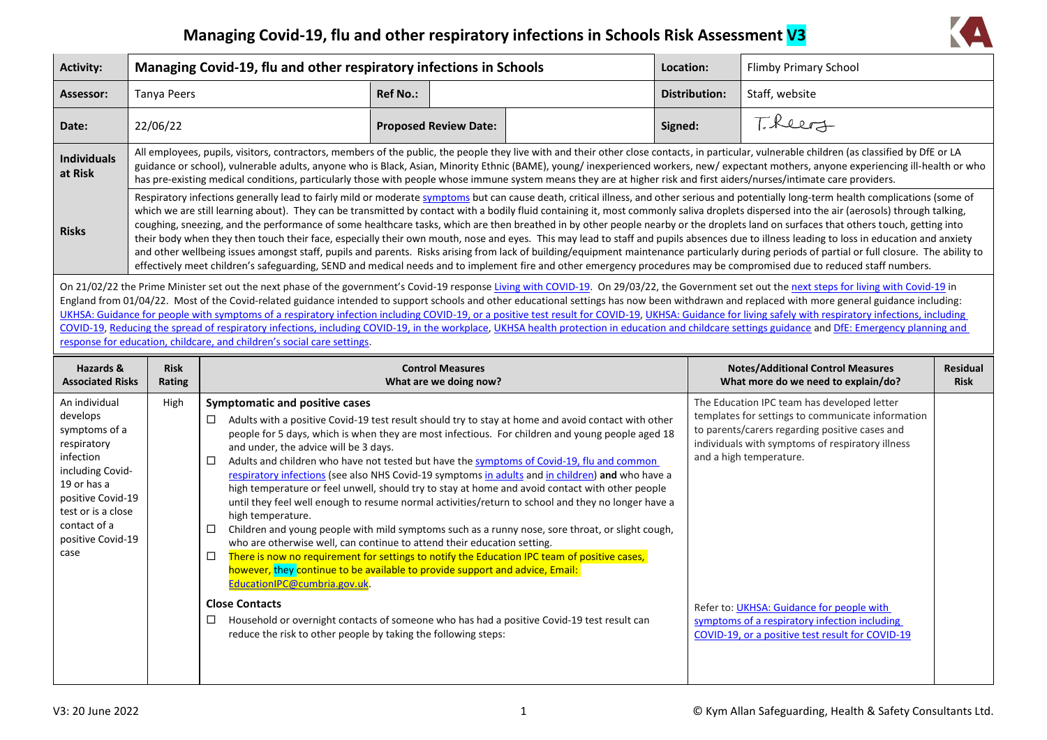# Managing Covid-19, flu and other respiratory infections in Schools Risk Assessment V3

| **Activity:** | **Managing Covid-19, flu and other respiratory infections in Schools** | | | **Location:** | Flimby Primary School |
|---|---|---|---|---|---|
| **Assessor:** | Tanya Peers | **Ref No.:** | | **Distribution:** | Staff, website |
| **Date:** | 22/06/22 | **Proposed Review Date:** | | **Signed:** | T. Peers |
| **Individuals at Risk** | All employees, pupils, visitors, contractors, members of the public, the people they live with and their other close contacts, in particular, vulnerable children (as classified by DfE or LA guidance or school), vulnerable adults, anyone who is Black, Asian, Minority Ethnic (BAME), young/ inexperienced workers, new/ expectant mothers, anyone experiencing ill-health or who has pre-existing medical conditions, particularly those with people whose immune system means they are at higher risk and first aiders/nurses/intimate care providers. | | | | |
| **Risks** | Respiratory infections generally lead to fairly mild or moderate symptoms but can cause death, critical illness, and other serious and potentially long-term health complications (some of which we are still learning about). They can be transmitted by contact with a bodily fluid containing it, most commonly saliva droplets dispersed into the air (aerosols) through talking, coughing, sneezing, and the performance of some healthcare tasks, which are then breathed in by other people nearby or the droplets land on surfaces that others touch, getting into their body when they then touch their face, especially their own mouth, nose and eyes. This may lead to staff and pupils absences due to illness leading to loss in education and anxiety and other wellbeing issues amongst staff, pupils and parents. Risks arising from lack of building/equipment maintenance particularly during periods of partial or full closure. The ability to effectively meet children's safeguarding, SEND and medical needs and to implement fire and other emergency procedures may be compromised due to reduced staff numbers. | | | | |

On 21/02/22 the Prime Minister set out the next phase of the government's Covid-19 response Living with COVID-19. On 29/03/22, the Government set out the next steps for living with Covid-19 in England from 01/04/22. Most of the Covid-related guidance intended to support schools and other educational settings has now been withdrawn and replaced with more general guidance including: UKHSA: Guidance for people with symptoms of a respiratory infection including COVID-19, or a positive test result for COVID-19, UKHSA: Guidance for living safely with respiratory infections, including COVID-19, Reducing the spread of respiratory infections, including COVID-19, in the workplace, UKHSA health protection in education and childcare settings guidance and DfE: Emergency planning and response for education, childcare, and children's social care settings.

| Hazards & Associated Risks | Risk Rating | Control Measures<br>What are we doing now? | Notes/Additional Control Measures<br>What more do we need to explain/do? | Residual Risk |
|---|---|---|---|---|
| An individual develops symptoms of a respiratory infection including Covid-19 or has a positive Covid-19 test or is a close contact of a positive Covid-19 case | High | **Symptomatic and positive cases**<br>☐ Adults with a positive Covid-19 test result should try to stay at home and avoid contact with other people for 5 days, which is when they are most infectious. For children and young people aged 18 and under, the advice will be 3 days.<br>☐ Adults and children who have not tested but have the symptoms of Covid-19, flu and common respiratory infections (see also NHS Covid-19 symptoms in adults and in children) **and** who have a high temperature or feel unwell, should try to stay at home and avoid contact with other people until they feel well enough to resume normal activities/return to school and they no longer have a high temperature.<br>☐ Children and young people with mild symptoms such as a runny nose, sore throat, or slight cough, who are otherwise well, can continue to attend their education setting.<br>☐ There is now no requirement for settings to notify the Education IPC team of positive cases, however, they continue to be available to provide support and advice, Email: EducationIPC@cumbria.gov.uk.<br>**Close Contacts**<br>☐ Household or overnight contacts of someone who has had a positive Covid-19 test result can reduce the risk to other people by taking the following steps: | The Education IPC team has developed letter templates for settings to communicate information to parents/carers regarding positive cases and individuals with symptoms of respiratory illness and a high temperature.<br><br>Refer to: UKHSA: Guidance for people with symptoms of a respiratory infection including COVID-19, or a positive test result for COVID-19 | |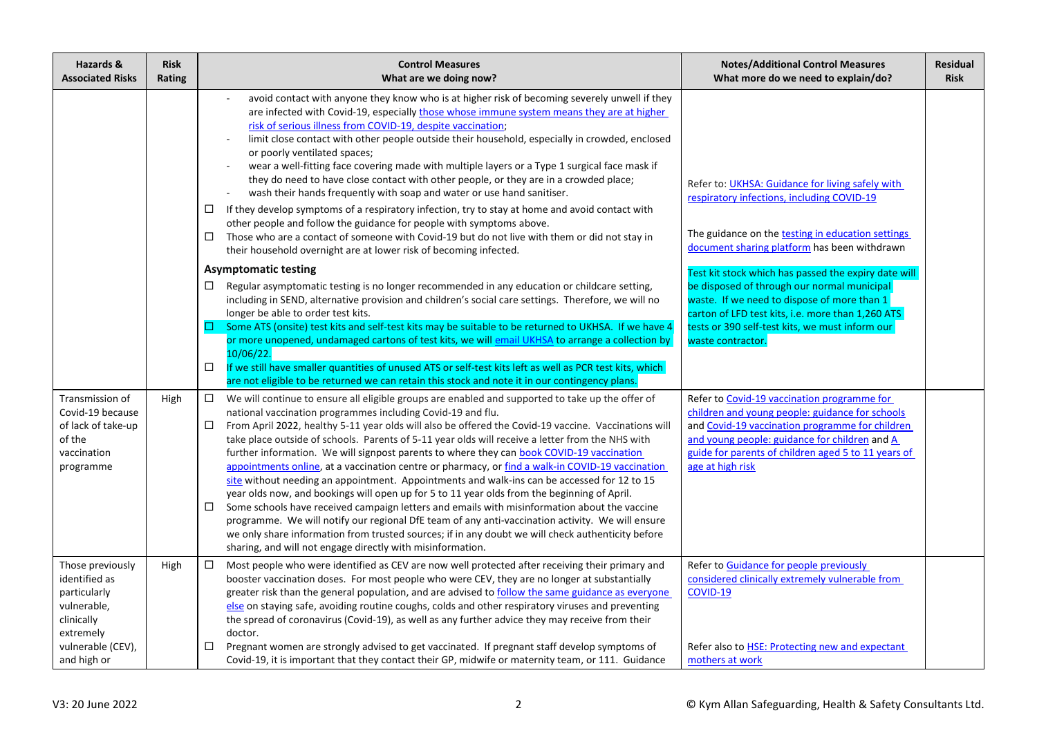| Hazards & Associated Risks | Risk Rating | Control Measures<br>What are we doing now? | Notes/Additional Control Measures<br>What more do we need to explain/do? | Residual Risk |
|---|---|---|---|---|
| | | - avoid contact with anyone they know who is at higher risk of becoming severely unwell if they are infected with Covid-19, especially those whose immune system means they are at higher risk of serious illness from COVID-19, despite vaccination;<br>- limit close contact with other people outside their household, especially in crowded, enclosed or poorly ventilated spaces;<br>- wear a well-fitting face covering made with multiple layers or a Type 1 surgical face mask if they do need to have close contact with other people, or they are in a crowded place;<br>- wash their hands frequently with soap and water or use hand sanitiser.<br>☐ If they develop symptoms of a respiratory infection, try to stay at home and avoid contact with other people and follow the guidance for people with symptoms above.<br>☐ Those who are a contact of someone with Covid-19 but do not live with them or did not stay in their household overnight are at lower risk of becoming infected.<br>**Asymptomatic testing**<br>☐ Regular asymptomatic testing is no longer recommended in any education or childcare setting, including in SEND, alternative provision and children's social care settings. Therefore, we will no longer be able to order test kits.<br>☐ Some ATS (onsite) test kits and self-test kits may be suitable to be returned to UKHSA. If we have 4 or more unopened, undamaged cartons of test kits, we will email UKHSA to arrange a collection by 10/06/22.<br>☐ If we still have smaller quantities of unused ATS or self-test kits left as well as PCR test kits, which are not eligible to be returned we can retain this stock and note it in our contingency plans. | Refer to: UKHSA: Guidance for living safely with respiratory infections, including COVID-19<br><br>The guidance on the testing in education settings document sharing platform has been withdrawn<br><br>Test kit stock which has passed the expiry date will be disposed of through our normal municipal waste. If we need to dispose of more than 1 carton of LFD test kits, i.e. more than 1,260 ATS tests or 390 self-test kits, we must inform our waste contractor. | |
| Transmission of Covid-19 because of lack of take-up of the vaccination programme | High | ☐ We will continue to ensure all eligible groups are enabled and supported to take up the offer of national vaccination programmes including Covid-19 and flu.<br>☐ From April 2022, healthy 5-11 year olds will also be offered the Covid-19 vaccine. Vaccinations will take place outside of schools. Parents of 5-11 year olds will receive a letter from the NHS with further information. We will signpost parents to where they can book COVID-19 vaccination appointments online, at a vaccination centre or pharmacy, or find a walk-in COVID-19 vaccination site without needing an appointment. Appointments and walk-ins can be accessed for 12 to 15 year olds now, and bookings will open up for 5 to 11 year olds from the beginning of April.<br>☐ Some schools have received campaign letters and emails with misinformation about the vaccine programme. We will notify our regional DfE team of any anti-vaccination activity. We will ensure we only share information from trusted sources; if in any doubt we will check authenticity before sharing, and will not engage directly with misinformation. | Refer to Covid-19 vaccination programme for children and young people: guidance for schools and Covid-19 vaccination programme for children and young people: guidance for children and A guide for parents of children aged 5 to 11 years of age at high risk | |
| Those previously identified as particularly vulnerable, clinically extremely vulnerable (CEV), and high or | High | ☐ Most people who were identified as CEV are now well protected after receiving their primary and booster vaccination doses. For most people who were CEV, they are no longer at substantially greater risk than the general population, and are advised to follow the same guidance as everyone else on staying safe, avoiding routine coughs, colds and other respiratory viruses and preventing the spread of coronavirus (Covid-19), as well as any further advice they may receive from their doctor.<br>☐ Pregnant women are strongly advised to get vaccinated. If pregnant staff develop symptoms of Covid-19, it is important that they contact their GP, midwife or maternity team, or 111. Guidance | Refer to Guidance for people previously considered clinically extremely vulnerable from COVID-19<br><br>Refer also to HSE: Protecting new and expectant mothers at work | |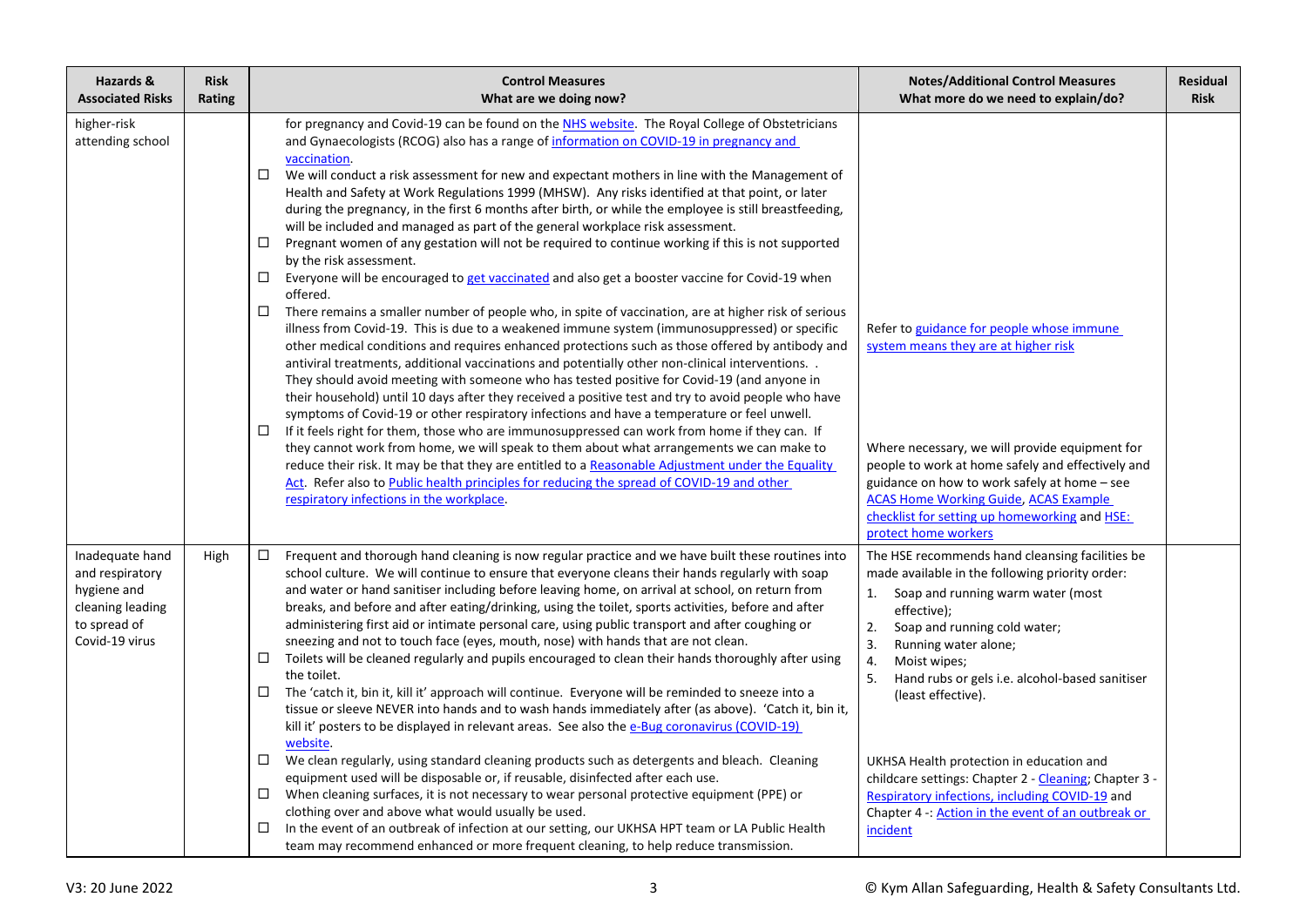| Hazards & Associated Risks | Risk Rating | Control Measures<br>What are we doing now? | Notes/Additional Control Measures<br>What more do we need to explain/do? | Residual Risk |
|---|---|---|---|---|
| higher-risk attending school | | for pregnancy and Covid-19 can be found on the NHS website. The Royal College of Obstetricians and Gynaecologists (RCOG) also has a range of information on COVID-19 in pregnancy and vaccination.<br>☐ We will conduct a risk assessment for new and expectant mothers in line with the Management of Health and Safety at Work Regulations 1999 (MHSW). Any risks identified at that point, or later during the pregnancy, in the first 6 months after birth, or while the employee is still breastfeeding, will be included and managed as part of the general workplace risk assessment.<br>☐ Pregnant women of any gestation will not be required to continue working if this is not supported by the risk assessment.<br>☐ Everyone will be encouraged to get vaccinated and also get a booster vaccine for Covid-19 when offered.<br>☐ There remains a smaller number of people who, in spite of vaccination, are at higher risk of serious illness from Covid-19. This is due to a weakened immune system (immunosuppressed) or specific other medical conditions and requires enhanced protections such as those offered by antibody and antiviral treatments, additional vaccinations and potentially other non-clinical interventions. . They should avoid meeting with someone who has tested positive for Covid-19 (and anyone in their household) until 10 days after they received a positive test and try to avoid people who have symptoms of Covid-19 or other respiratory infections and have a temperature or feel unwell.<br>☐ If it feels right for them, those who are immunosuppressed can work from home if they can. If they cannot work from home, we will speak to them about what arrangements we can make to reduce their risk. It may be that they are entitled to a Reasonable Adjustment under the Equality Act. Refer also to Public health principles for reducing the spread of COVID-19 and other respiratory infections in the workplace. | Refer to guidance for people whose immune system means they are at higher risk<br><br>Where necessary, we will provide equipment for people to work at home safely and effectively and guidance on how to work safely at home – see ACAS Home Working Guide, ACAS Example checklist for setting up homeworking and HSE: protect home workers | |
| Inadequate hand and respiratory hygiene and cleaning leading to spread of Covid-19 virus | High | ☐ Frequent and thorough hand cleaning is now regular practice and we have built these routines into school culture. We will continue to ensure that everyone cleans their hands regularly with soap and water or hand sanitiser including before leaving home, on arrival at school, on return from breaks, and before and after eating/drinking, using the toilet, sports activities, before and after administering first aid or intimate personal care, using public transport and after coughing or sneezing and not to touch face (eyes, mouth, nose) with hands that are not clean.<br>☐ Toilets will be cleaned regularly and pupils encouraged to clean their hands thoroughly after using the toilet.<br>☐ The 'catch it, bin it, kill it' approach will continue. Everyone will be reminded to sneeze into a tissue or sleeve NEVER into hands and to wash hands immediately after (as above). 'Catch it, bin it, kill it' posters to be displayed in relevant areas. See also the e-Bug coronavirus (COVID-19) website.<br>☐ We clean regularly, using standard cleaning products such as detergents and bleach. Cleaning equipment used will be disposable or, if reusable, disinfected after each use.<br>☐ When cleaning surfaces, it is not necessary to wear personal protective equipment (PPE) or clothing over and above what would usually be used.<br>☐ In the event of an outbreak of infection at our setting, our UKHSA HPT team or LA Public Health team may recommend enhanced or more frequent cleaning, to help reduce transmission. | The HSE recommends hand cleansing facilities be made available in the following priority order:<br>1. Soap and running warm water (most effective);<br>2. Soap and running cold water;<br>3. Running water alone;<br>4. Moist wipes;<br>5. Hand rubs or gels i.e. alcohol-based sanitiser (least effective).<br><br>UKHSA Health protection in education and childcare settings: Chapter 2 - Cleaning; Chapter 3 - Respiratory infections, including COVID-19 and Chapter 4 -: Action in the event of an outbreak or incident | |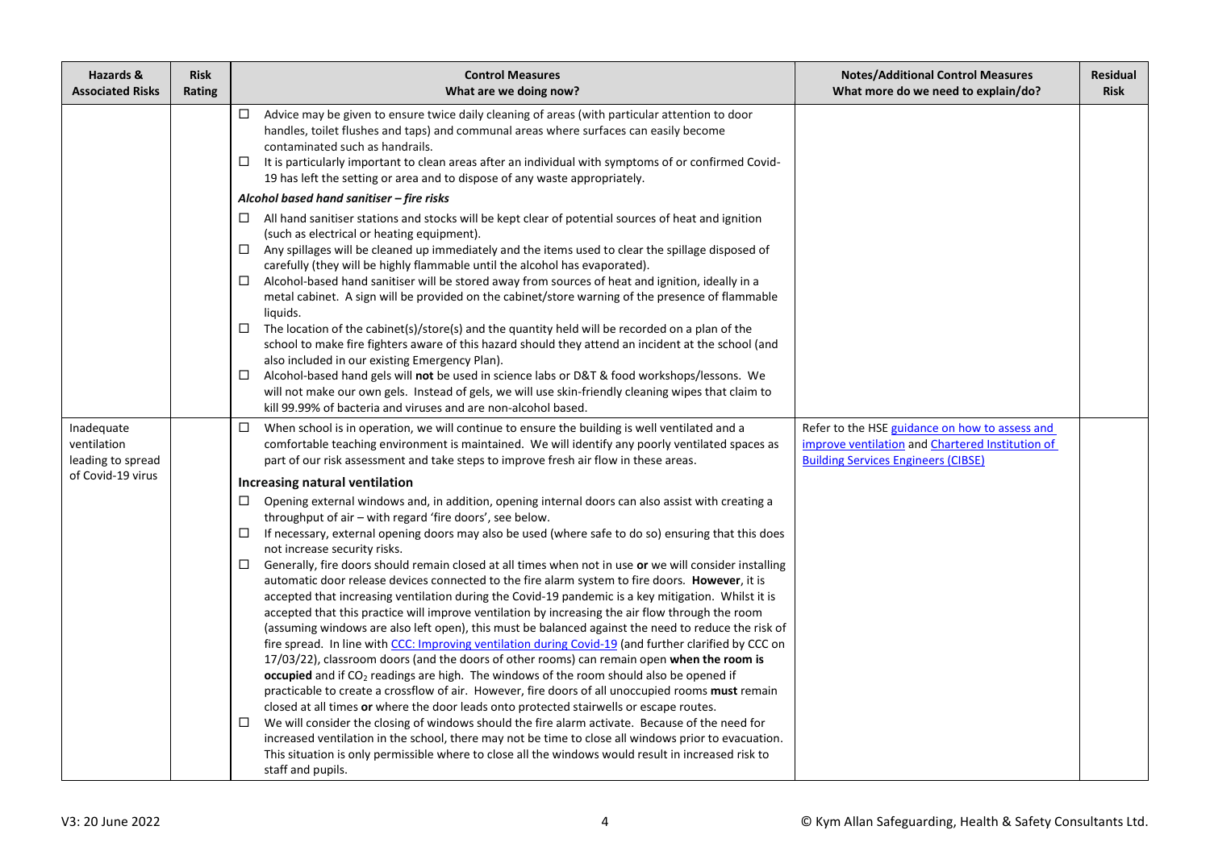| Hazards & Associated Risks | Risk Rating | Control Measures What are we doing now? | Notes/Additional Control Measures What more do we need to explain/do? | Residual Risk |
|---|---|---|---|---|
| | | ☐ Advice may be given to ensure twice daily cleaning of areas (with particular attention to door handles, toilet flushes and taps) and communal areas where surfaces can easily become contaminated such as handrails.<br>☐ It is particularly important to clean areas after an individual with symptoms of or confirmed Covid-19 has left the setting or area and to dispose of any waste appropriately.<br>***Alcohol based hand sanitiser – fire risks***<br>☐ All hand sanitiser stations and stocks will be kept clear of potential sources of heat and ignition (such as electrical or heating equipment).<br>☐ Any spillages will be cleaned up immediately and the items used to clear the spillage disposed of carefully (they will be highly flammable until the alcohol has evaporated).<br>☐ Alcohol-based hand sanitiser will be stored away from sources of heat and ignition, ideally in a metal cabinet. A sign will be provided on the cabinet/store warning of the presence of flammable liquids.<br>☐ The location of the cabinet(s)/store(s) and the quantity held will be recorded on a plan of the school to make fire fighters aware of this hazard should they attend an incident at the school (and also included in our existing Emergency Plan).<br>☐ Alcohol-based hand gels will **not** be used in science labs or D&T & food workshops/lessons. We will not make our own gels. Instead of gels, we will use skin-friendly cleaning wipes that claim to kill 99.99% of bacteria and viruses and are non-alcohol based. | | |
| Inadequate ventilation leading to spread of Covid-19 virus | | ☐ When school is in operation, we will continue to ensure the building is well ventilated and a comfortable teaching environment is maintained. We will identify any poorly ventilated spaces as part of our risk assessment and take steps to improve fresh air flow in these areas.<br>**Increasing natural ventilation**<br>☐ Opening external windows and, in addition, opening internal doors can also assist with creating a throughput of air – with regard 'fire doors', see below.<br>☐ If necessary, external opening doors may also be used (where safe to do so) ensuring that this does not increase security risks.<br>☐ Generally, fire doors should remain closed at all times when not in use **or** we will consider installing automatic door release devices connected to the fire alarm system to fire doors. **However**, it is accepted that increasing ventilation during the Covid-19 pandemic is a key mitigation. Whilst it is accepted that this practice will improve ventilation by increasing the air flow through the room (assuming windows are also left open), this must be balanced against the need to reduce the risk of fire spread. In line with [CCC: Improving ventilation during Covid-19]() (and further clarified by CCC on 17/03/22), classroom doors (and the doors of other rooms) can remain open **when the room is occupied** and if $CO_2$ readings are high. The windows of the room should also be opened if practicable to create a crossflow of air. However, fire doors of all unoccupied rooms **must** remain closed at all times **or** where the door leads onto protected stairwells or escape routes.<br>☐ We will consider the closing of windows should the fire alarm activate. Because of the need for increased ventilation in the school, there may not be time to close all windows prior to evacuation. This situation is only permissible where to close all the windows would result in increased risk to staff and pupils. | Refer to the HSE [guidance on how to assess and improve ventilation]() and [Chartered Institution of Building Services Engineers (CIBSE)]() | |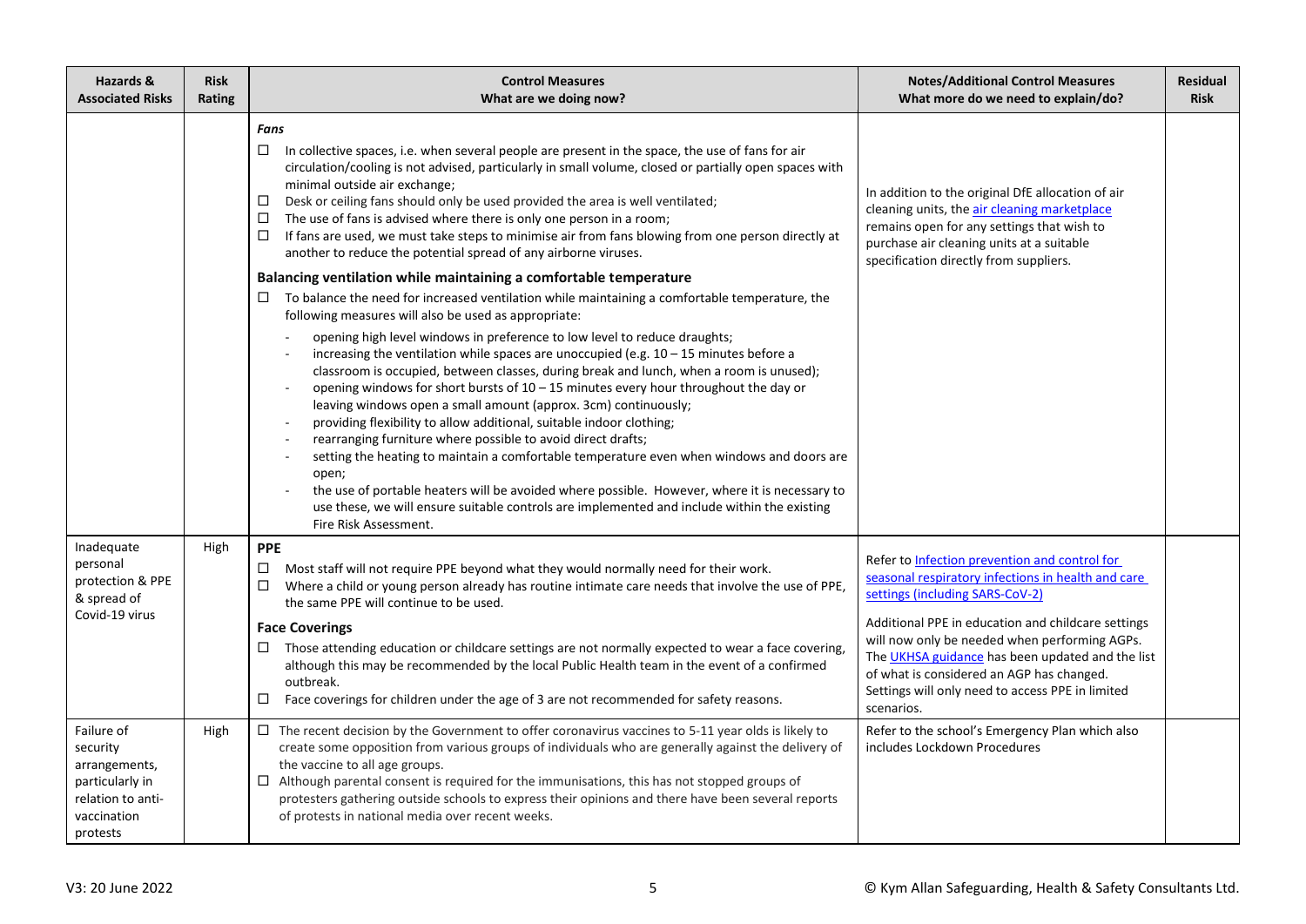| Hazards & Associated Risks | Risk Rating | Control Measures<br>What are we doing now? | Notes/Additional Control Measures<br>What more do we need to explain/do? | Residual Risk |
|---|---|---|---|---|
| | | ***Fans***<br>☐ In collective spaces, i.e. when several people are present in the space, the use of fans for air circulation/cooling is not advised, particularly in small volume, closed or partially open spaces with minimal outside air exchange;<br>☐ Desk or ceiling fans should only be used provided the area is well ventilated;<br>☐ The use of fans is advised where there is only one person in a room;<br>☐ If fans are used, we must take steps to minimise air from fans blowing from one person directly at another to reduce the potential spread of any airborne viruses.<br>**Balancing ventilation while maintaining a comfortable temperature**<br>☐ To balance the need for increased ventilation while maintaining a comfortable temperature, the following measures will also be used as appropriate:<br>- opening high level windows in preference to low level to reduce draughts;<br>- increasing the ventilation while spaces are unoccupied (e.g. 10 – 15 minutes before a classroom is occupied, between classes, during break and lunch, when a room is unused);<br>- opening windows for short bursts of 10 – 15 minutes every hour throughout the day or leaving windows open a small amount (approx. 3cm) continuously;<br>- providing flexibility to allow additional, suitable indoor clothing;<br>- rearranging furniture where possible to avoid direct drafts;<br>- setting the heating to maintain a comfortable temperature even when windows and doors are open;<br>- the use of portable heaters will be avoided where possible. However, where it is necessary to use these, we will ensure suitable controls are implemented and include within the existing Fire Risk Assessment. | In addition to the original DfE allocation of air cleaning units, the air cleaning marketplace remains open for any settings that wish to purchase air cleaning units at a suitable specification directly from suppliers. | |
| Inadequate personal protection & PPE & spread of Covid-19 virus | High | **PPE**<br>☐ Most staff will not require PPE beyond what they would normally need for their work.<br>☐ Where a child or young person already has routine intimate care needs that involve the use of PPE, the same PPE will continue to be used.<br>**Face Coverings**<br>☐ Those attending education or childcare settings are not normally expected to wear a face covering, although this may be recommended by the local Public Health team in the event of a confirmed outbreak.<br>☐ Face coverings for children under the age of 3 are not recommended for safety reasons. | Refer to Infection prevention and control for seasonal respiratory infections in health and care settings (including SARS-CoV-2)<br><br>Additional PPE in education and childcare settings will now only be needed when performing AGPs. The UKHSA guidance has been updated and the list of what is considered an AGP has changed. Settings will only need to access PPE in limited scenarios. | |
| Failure of security arrangements, particularly in relation to anti-vaccination protests | High | ☐ The recent decision by the Government to offer coronavirus vaccines to 5-11 year olds is likely to create some opposition from various groups of individuals who are generally against the delivery of the vaccine to all age groups.<br>☐ Although parental consent is required for the immunisations, this has not stopped groups of protesters gathering outside schools to express their opinions and there have been several reports of protests in national media over recent weeks. | Refer to the school's Emergency Plan which also includes Lockdown Procedures | |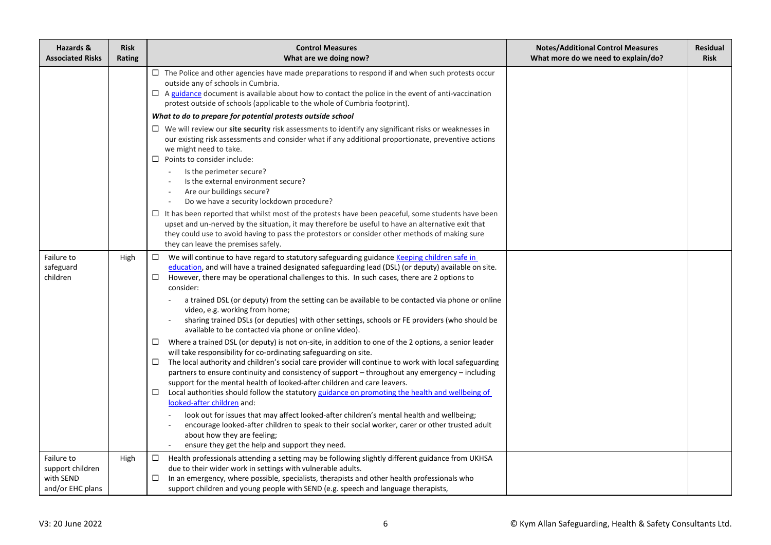| Hazards & Associated Risks | Risk Rating | Control Measures<br>What are we doing now? | Notes/Additional Control Measures<br>What more do we need to explain/do? | Residual Risk |
|---|---|---|---|---|
| | | ☐ The Police and other agencies have made preparations to respond if and when such protests occur outside any of schools in Cumbria.<br>☐ A [guidance](#) document is available about how to contact the police in the event of anti-vaccination protest outside of schools (applicable to the whole of Cumbria footprint).<br>***What to do to prepare for potential protests outside school***<br>☐ We will review our **site security** risk assessments to identify any significant risks or weaknesses in our existing risk assessments and consider what if any additional proportionate, preventive actions we might need to take.<br>☐ Points to consider include:<br>- Is the perimeter secure?<br>- Is the external environment secure?<br>- Are our buildings secure?<br>- Do we have a security lockdown procedure?<br>☐ It has been reported that whilst most of the protests have been peaceful, some students have been upset and un-nerved by the situation, it may therefore be useful to have an alternative exit that they could use to avoid having to pass the protestors or consider other methods of making sure they can leave the premises safely. | | |
| Failure to safeguard children | High | ☐ We will continue to have regard to statutory safeguarding guidance [Keeping children safe in education](#), and will have a trained designated safeguarding lead (DSL) (or deputy) available on site.<br>☐ However, there may be operational challenges to this. In such cases, there are 2 options to consider:<br>- a trained DSL (or deputy) from the setting can be available to be contacted via phone or online video, e.g. working from home;<br>- sharing trained DSLs (or deputies) with other settings, schools or FE providers (who should be available to be contacted via phone or online video).<br>☐ Where a trained DSL (or deputy) is not on-site, in addition to one of the 2 options, a senior leader will take responsibility for co-ordinating safeguarding on site.<br>☐ The local authority and children's social care provider will continue to work with local safeguarding partners to ensure continuity and consistency of support – throughout any emergency – including support for the mental health of looked-after children and care leavers.<br>☐ Local authorities should follow the statutory [guidance on promoting the health and wellbeing of looked-after children](#) and:<br>- look out for issues that may affect looked-after children's mental health and wellbeing;<br>- encourage looked-after children to speak to their social worker, carer or other trusted adult about how they are feeling;<br>- ensure they get the help and support they need. | | |
| Failure to support children with SEND and/or EHC plans | High | ☐ Health professionals attending a setting may be following slightly different guidance from UKHSA due to their wider work in settings with vulnerable adults.<br>☐ In an emergency, where possible, specialists, therapists and other health professionals who support children and young people with SEND (e.g. speech and language therapists, | | |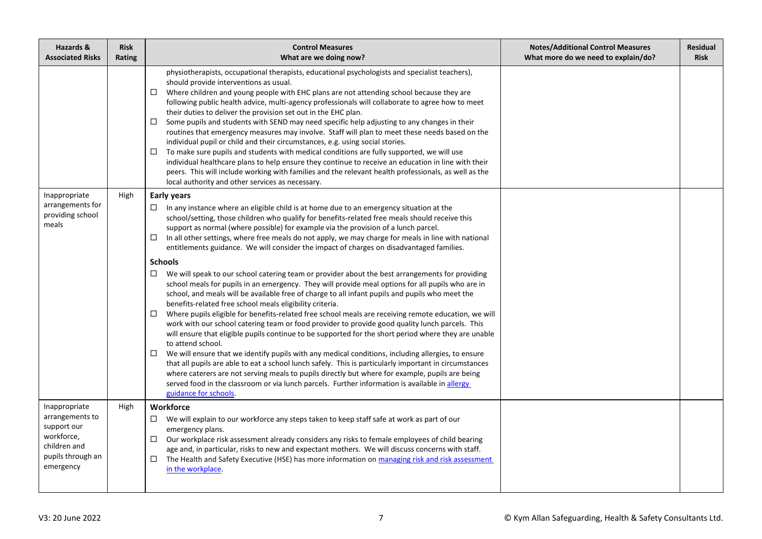| Hazards & Associated Risks | Risk Rating | Control Measures<br>What are we doing now? | Notes/Additional Control Measures<br>What more do we need to explain/do? | Residual Risk |
|---|---|---|---|---|
| | | physiotherapists, occupational therapists, educational psychologists and specialist teachers), should provide interventions as usual.<br>☐ Where children and young people with EHC plans are not attending school because they are following public health advice, multi-agency professionals will collaborate to agree how to meet their duties to deliver the provision set out in the EHC plan.<br>☐ Some pupils and students with SEND may need specific help adjusting to any changes in their routines that emergency measures may involve. Staff will plan to meet these needs based on the individual pupil or child and their circumstances, e.g. using social stories.<br>☐ To make sure pupils and students with medical conditions are fully supported, we will use individual healthcare plans to help ensure they continue to receive an education in line with their peers. This will include working with families and the relevant health professionals, as well as the local authority and other services as necessary. | | |
| Inappropriate arrangements for providing school meals | High | **Early years**<br>☐ In any instance where an eligible child is at home due to an emergency situation at the school/setting, those children who qualify for benefits-related free meals should receive this support as normal (where possible) for example via the provision of a lunch parcel.<br>☐ In all other settings, where free meals do not apply, we may charge for meals in line with national entitlements guidance. We will consider the impact of charges on disadvantaged families.<br>**Schools**<br>☐ We will speak to our school catering team or provider about the best arrangements for providing school meals for pupils in an emergency. They will provide meal options for all pupils who are in school, and meals will be available free of charge to all infant pupils and pupils who meet the benefits-related free school meals eligibility criteria.<br>☐ Where pupils eligible for benefits-related free school meals are receiving remote education, we will work with our school catering team or food provider to provide good quality lunch parcels. This will ensure that eligible pupils continue to be supported for the short period where they are unable to attend school.<br>☐ We will ensure that we identify pupils with any medical conditions, including allergies, to ensure that all pupils are able to eat a school lunch safely. This is particularly important in circumstances where caterers are not serving meals to pupils directly but where for example, pupils are being served food in the classroom or via lunch parcels. Further information is available in allergy guidance for schools. | | |
| Inappropriate arrangements to support our workforce, children and pupils through an emergency | High | **Workforce**<br>☐ We will explain to our workforce any steps taken to keep staff safe at work as part of our emergency plans.<br>☐ Our workplace risk assessment already considers any risks to female employees of child bearing age and, in particular, risks to new and expectant mothers. We will discuss concerns with staff.<br>☐ The Health and Safety Executive (HSE) has more information on managing risk and risk assessment in the workplace. | | |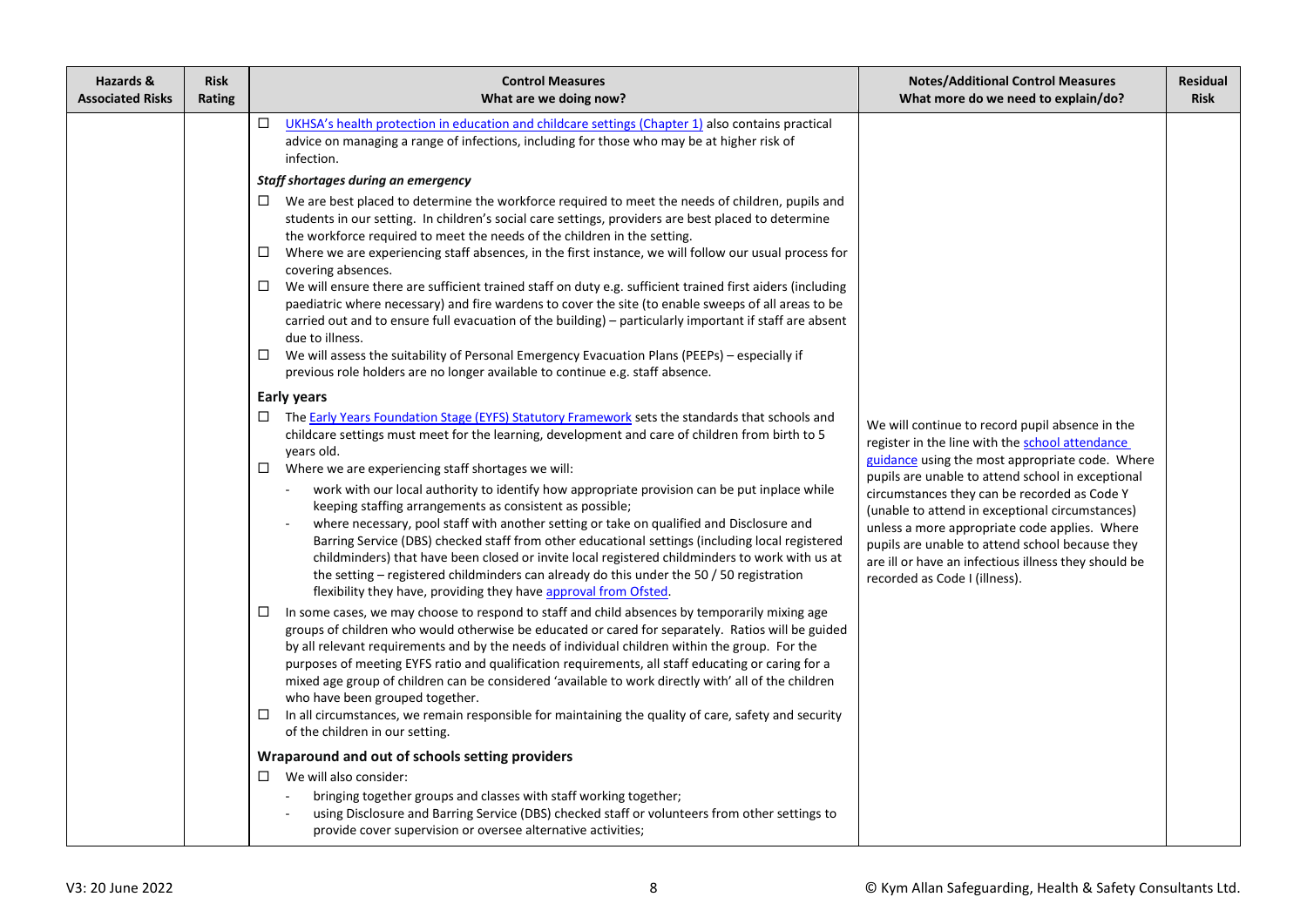| Hazards & Associated Risks | Risk Rating | Control Measures<br>What are we doing now? | Notes/Additional Control Measures<br>What more do we need to explain/do? | Residual Risk |
|---|---|---|---|---|
| | | ☐ UKHSA's health protection in education and childcare settings (Chapter 1) also contains practical advice on managing a range of infections, including for those who may be at higher risk of infection.<br><br>***Staff shortages during an emergency***<br><br>☐ We are best placed to determine the workforce required to meet the needs of children, pupils and students in our setting. In children's social care settings, providers are best placed to determine the workforce required to meet the needs of the children in the setting.<br>☐ Where we are experiencing staff absences, in the first instance, we will follow our usual process for covering absences.<br>☐ We will ensure there are sufficient trained staff on duty e.g. sufficient trained first aiders (including paediatric where necessary) and fire wardens to cover the site (to enable sweeps of all areas to be carried out and to ensure full evacuation of the building) – particularly important if staff are absent due to illness.<br>☐ We will assess the suitability of Personal Emergency Evacuation Plans (PEEPs) – especially if previous role holders are no longer available to continue e.g. staff absence.<br><br>**Early years**<br><br>☐ The Early Years Foundation Stage (EYFS) Statutory Framework sets the standards that schools and childcare settings must meet for the learning, development and care of children from birth to 5 years old.<br>☐ Where we are experiencing staff shortages we will:<br>- work with our local authority to identify how appropriate provision can be put inplace while keeping staffing arrangements as consistent as possible;<br>- where necessary, pool staff with another setting or take on qualified and Disclosure and Barring Service (DBS) checked staff from other educational settings (including local registered childminders) that have been closed or invite local registered childminders to work with us at the setting – registered childminders can already do this under the 50 / 50 registration flexibility they have, providing they have approval from Ofsted.<br><br>☐ In some cases, we may choose to respond to staff and child absences by temporarily mixing age groups of children who would otherwise be educated or cared for separately. Ratios will be guided by all relevant requirements and by the needs of individual children within the group. For the purposes of meeting EYFS ratio and qualification requirements, all staff educating or caring for a mixed age group of children can be considered 'available to work directly with' all of the children who have been grouped together.<br>☐ In all circumstances, we remain responsible for maintaining the quality of care, safety and security of the children in our setting.<br><br>**Wraparound and out of schools setting providers**<br><br>☐ We will also consider:<br>- bringing together groups and classes with staff working together;<br>- using Disclosure and Barring Service (DBS) checked staff or volunteers from other settings to provide cover supervision or oversee alternative activities; | We will continue to record pupil absence in the register in the line with the school attendance guidance using the most appropriate code. Where pupils are unable to attend school in exceptional circumstances they can be recorded as Code Y (unable to attend in exceptional circumstances) unless a more appropriate code applies. Where pupils are unable to attend school because they are ill or have an infectious illness they should be recorded as Code I (illness). | |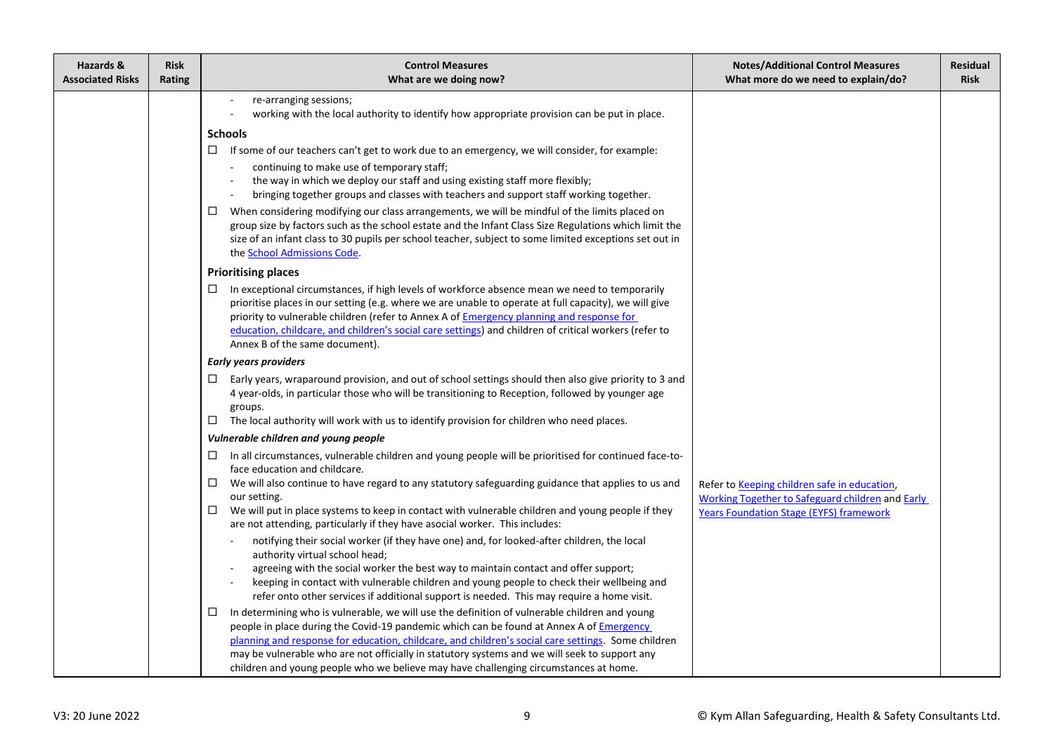| Hazards & Associated Risks | Risk Rating | Control Measures What are we doing now? | Notes/Additional Control Measures What more do we need to explain/do? | Residual Risk |
| --- | --- | --- | --- | --- |
| | | - re-arranging sessions;<br>- working with the local authority to identify how appropriate provision can be put in place.<br><br>**Schools**<br><br>☐ If some of our teachers can't get to work due to an emergency, we will consider, for example:<br>- continuing to make use of temporary staff;<br>- the way in which we deploy our staff and using existing staff more flexibly;<br>- bringing together groups and classes with teachers and support staff working together.<br><br>☐ When considering modifying our class arrangements, we will be mindful of the limits placed on group size by factors such as the school estate and the Infant Class Size Regulations which limit the size of an infant class to 30 pupils per school teacher, subject to some limited exceptions set out in the School Admissions Code.<br><br>**Prioritising places**<br><br>☐ In exceptional circumstances, if high levels of workforce absence mean we need to temporarily prioritise places in our setting (e.g. where we are unable to operate at full capacity), we will give priority to vulnerable children (refer to Annex A of Emergency planning and response for education, childcare, and children's social care settings) and children of critical workers (refer to Annex B of the same document).<br><br>***Early years providers***<br><br>☐ Early years, wraparound provision, and out of school settings should then also give priority to 3 and 4 year-olds, in particular those who will be transitioning to Reception, followed by younger age groups.<br>☐ The local authority will work with us to identify provision for children who need places.<br><br>***Vulnerable children and young people***<br><br>☐ In all circumstances, vulnerable children and young people will be prioritised for continued face-to-face education and childcare.<br>☐ We will also continue to have regard to any statutory safeguarding guidance that applies to us and our setting.<br>☐ We will put in place systems to keep in contact with vulnerable children and young people if they are not attending, particularly if they have asocial worker. This includes:<br>- notifying their social worker (if they have one) and, for looked-after children, the local authority virtual school head;<br>- agreeing with the social worker the best way to maintain contact and offer support;<br>- keeping in contact with vulnerable children and young people to check their wellbeing and refer onto other services if additional support is needed. This may require a home visit.<br><br>☐ In determining who is vulnerable, we will use the definition of vulnerable children and young people in place during the Covid-19 pandemic which can be found at Annex A of Emergency planning and response for education, childcare, and children's social care settings. Some children may be vulnerable who are not officially in statutory systems and we will seek to support any children and young people who we believe may have challenging circumstances at home. | Refer to Keeping children safe in education, Working Together to Safeguard children and Early Years Foundation Stage (EYFS) framework | |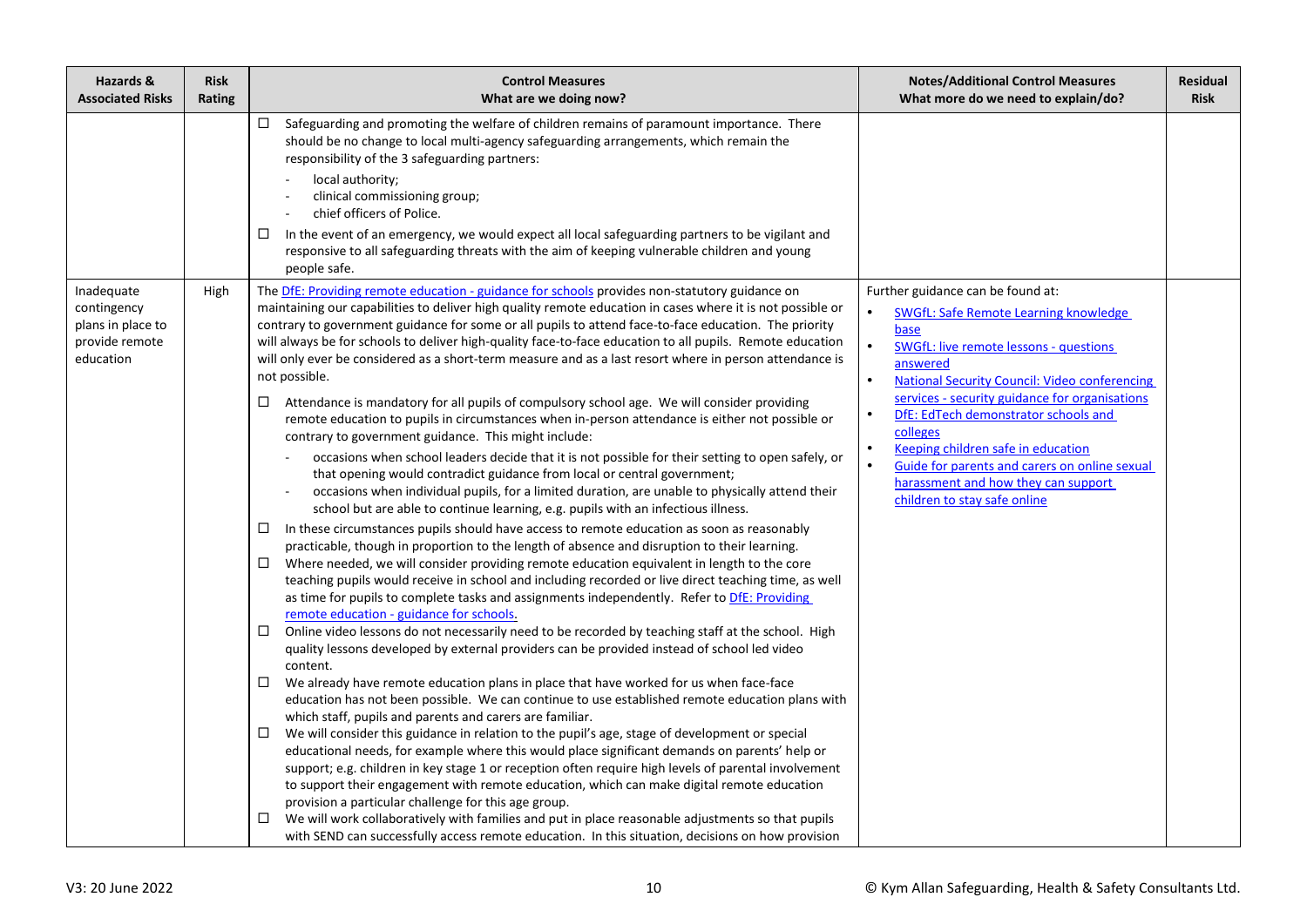| Hazards & Associated Risks | Risk Rating | Control Measures<br>What are we doing now? | Notes/Additional Control Measures<br>What more do we need to explain/do? | Residual Risk |
|---|---|---|---|---|
| | | ☐ Safeguarding and promoting the welfare of children remains of paramount importance. There should be no change to local multi-agency safeguarding arrangements, which remain the responsibility of the 3 safeguarding partners:<br>- local authority;<br>- clinical commissioning group;<br>- chief officers of Police.<br>☐ In the event of an emergency, we would expect all local safeguarding partners to be vigilant and responsive to all safeguarding threats with the aim of keeping vulnerable children and young people safe. | | |
| Inadequate contingency plans in place to provide remote education | High | The DfE: Providing remote education - guidance for schools provides non-statutory guidance on maintaining our capabilities to deliver high quality remote education in cases where it is not possible or contrary to government guidance for some or all pupils to attend face-to-face education. The priority will always be for schools to deliver high-quality face-to-face education to all pupils. Remote education will only ever be considered as a short-term measure and as a last resort where in person attendance is not possible.<br>☐ Attendance is mandatory for all pupils of compulsory school age. We will consider providing remote education to pupils in circumstances when in-person attendance is either not possible or contrary to government guidance. This might include:<br>- occasions when school leaders decide that it is not possible for their setting to open safely, or that opening would contradict guidance from local or central government;<br>- occasions when individual pupils, for a limited duration, are unable to physically attend their school but are able to continue learning, e.g. pupils with an infectious illness.<br>☐ In these circumstances pupils should have access to remote education as soon as reasonably practicable, though in proportion to the length of absence and disruption to their learning.<br>☐ Where needed, we will consider providing remote education equivalent in length to the core teaching pupils would receive in school and including recorded or live direct teaching time, as well as time for pupils to complete tasks and assignments independently. Refer to DfE: Providing remote education - guidance for schools.<br>☐ Online video lessons do not necessarily need to be recorded by teaching staff at the school. High quality lessons developed by external providers can be provided instead of school led video content.<br>☐ We already have remote education plans in place that have worked for us when face-face education has not been possible. We can continue to use established remote education plans with which staff, pupils and parents and carers are familiar.<br>☐ We will consider this guidance in relation to the pupil's age, stage of development or special educational needs, for example where this would place significant demands on parents' help or support; e.g. children in key stage 1 or reception often require high levels of parental involvement to support their engagement with remote education, which can make digital remote education provision a particular challenge for this age group.<br>☐ We will work collaboratively with families and put in place reasonable adjustments so that pupils with SEND can successfully access remote education. In this situation, decisions on how provision | Further guidance can be found at:<br>• SWGfL: Safe Remote Learning knowledge base<br>• SWGfL: live remote lessons - questions answered<br>• National Security Council: Video conferencing services - security guidance for organisations<br>• DfE: EdTech demonstrator schools and colleges<br>• Keeping children safe in education<br>• Guide for parents and carers on online sexual harassment and how they can support children to stay safe online | |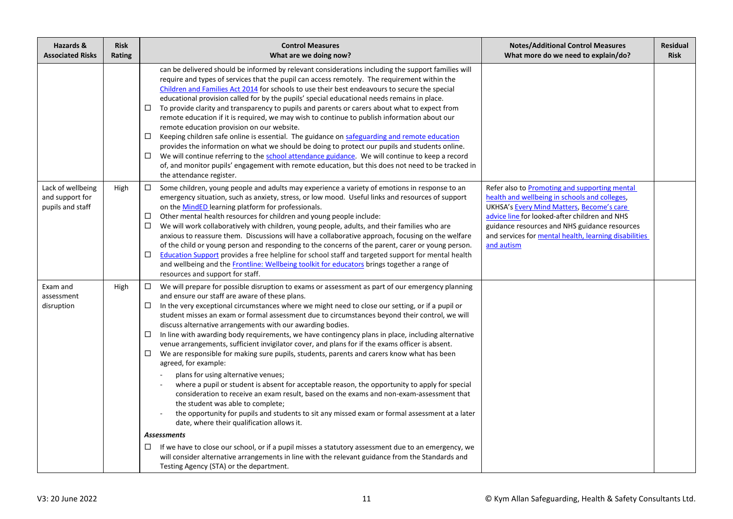| Hazards & Associated Risks | Risk Rating | Control Measures<br>What are we doing now? | Notes/Additional Control Measures<br>What more do we need to explain/do? | Residual Risk |
|---|---|---|---|---|
| | | can be delivered should be informed by relevant considerations including the support families will require and types of services that the pupil can access remotely. The requirement within the Children and Families Act 2014 for schools to use their best endeavours to secure the special educational provision called for by the pupils' special educational needs remains in place.<br>☐ To provide clarity and transparency to pupils and parents or carers about what to expect from remote education if it is required, we may wish to continue to publish information about our remote education provision on our website.<br>☐ Keeping children safe online is essential. The guidance on safeguarding and remote education provides the information on what we should be doing to protect our pupils and students online.<br>☐ We will continue referring to the school attendance guidance. We will continue to keep a record of, and monitor pupils' engagement with remote education, but this does not need to be tracked in the attendance register. | | |
| Lack of wellbeing and support for pupils and staff | High | ☐ Some children, young people and adults may experience a variety of emotions in response to an emergency situation, such as anxiety, stress, or low mood. Useful links and resources of support on the MindED learning platform for professionals.<br>☐ Other mental health resources for children and young people include:<br>☐ We will work collaboratively with children, young people, adults, and their families who are anxious to reassure them. Discussions will have a collaborative approach, focusing on the welfare of the child or young person and responding to the concerns of the parent, carer or young person.<br>☐ Education Support provides a free helpline for school staff and targeted support for mental health and wellbeing and the Frontline: Wellbeing toolkit for educators brings together a range of resources and support for staff. | Refer also to Promoting and supporting mental health and wellbeing in schools and colleges, UKHSA's Every Mind Matters, Become's care advice line for looked-after children and NHS guidance resources and NHS guidance resources and services for mental health, learning disabilities and autism | |
| Exam and assessment disruption | High | ☐ We will prepare for possible disruption to exams or assessment as part of our emergency planning and ensure our staff are aware of these plans.<br>☐ In the very exceptional circumstances where we might need to close our setting, or if a pupil or student misses an exam or formal assessment due to circumstances beyond their control, we will discuss alternative arrangements with our awarding bodies.<br>☐ In line with awarding body requirements, we have contingency plans in place, including alternative venue arrangements, sufficient invigilator cover, and plans for if the exams officer is absent.<br>☐ We are responsible for making sure pupils, students, parents and carers know what has been agreed, for example:<br>- plans for using alternative venues;<br>- where a pupil or student is absent for acceptable reason, the opportunity to apply for special consideration to receive an exam result, based on the exams and non-exam-assessment that the student was able to complete;<br>- the opportunity for pupils and students to sit any missed exam or formal assessment at a later date, where their qualification allows it.<br>***Assessments***<br>☐ If we have to close our school, or if a pupil misses a statutory assessment due to an emergency, we will consider alternative arrangements in line with the relevant guidance from the Standards and Testing Agency (STA) or the department. | | |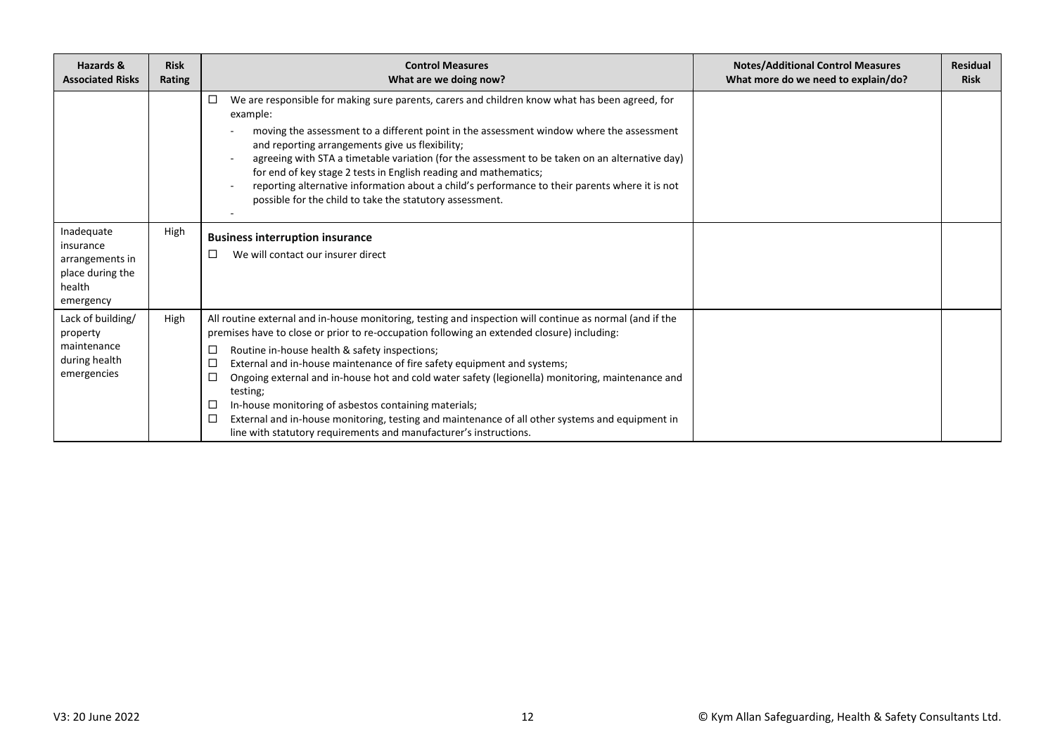| Hazards & Associated Risks | Risk Rating | Control Measures<br>What are we doing now? | Notes/Additional Control Measures<br>What more do we need to explain/do? | Residual Risk |
|---|---|---|---|---|
| | | ☐ We are responsible for making sure parents, carers and children know what has been agreed, for example:<br>- moving the assessment to a different point in the assessment window where the assessment and reporting arrangements give us flexibility;<br>- agreeing with STA a timetable variation (for the assessment to be taken on an alternative day) for end of key stage 2 tests in English reading and mathematics;<br>- reporting alternative information about a child's performance to their parents where it is not possible for the child to take the statutory assessment.<br>- | | |
| Inadequate insurance arrangements in place during the health emergency | High | **Business interruption insurance**<br>☐ We will contact our insurer direct | | |
| Lack of building/ property maintenance during health emergencies | High | All routine external and in-house monitoring, testing and inspection will continue as normal (and if the premises have to close or prior to re-occupation following an extended closure) including:<br>☐ Routine in-house health & safety inspections;<br>☐ External and in-house maintenance of fire safety equipment and systems;<br>☐ Ongoing external and in-house hot and cold water safety (legionella) monitoring, maintenance and testing;<br>☐ In-house monitoring of asbestos containing materials;<br>☐ External and in-house monitoring, testing and maintenance of all other systems and equipment in line with statutory requirements and manufacturer's instructions. | | |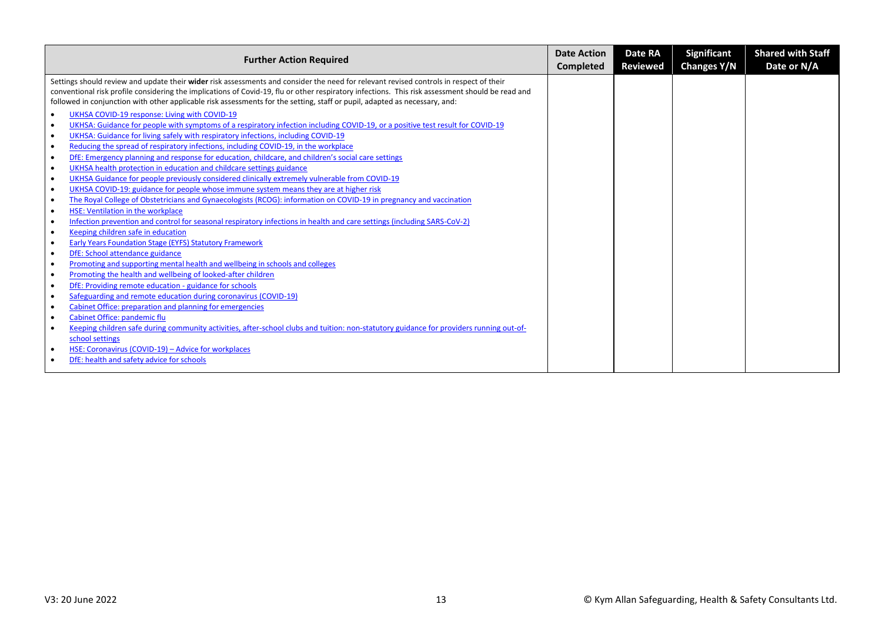| Further Action Required | Date Action Completed | Date RA Reviewed | Significant Changes Y/N | Shared with Staff Date or N/A |
|---|---|---|---|---|
| Settings should review and update their **wider** risk assessments and consider the need for relevant revised controls in respect of their conventional risk profile considering the implications of Covid-19, flu or other respiratory infections. This risk assessment should be read and followed in conjunction with other applicable risk assessments for the setting, staff or pupil, adapted as necessary, and:<br>• UKHSA COVID-19 response: Living with COVID-19<br>• UKHSA: Guidance for people with symptoms of a respiratory infection including COVID-19, or a positive test result for COVID-19<br>• UKHSA: Guidance for living safely with respiratory infections, including COVID-19<br>• Reducing the spread of respiratory infections, including COVID-19, in the workplace<br>• DfE: Emergency planning and response for education, childcare, and children's social care settings<br>• UKHSA health protection in education and childcare settings guidance<br>• UKHSA Guidance for people previously considered clinically extremely vulnerable from COVID-19<br>• UKHSA COVID-19: guidance for people whose immune system means they are at higher risk<br>• The Royal College of Obstetricians and Gynaecologists (RCOG): information on COVID-19 in pregnancy and vaccination<br>• HSE: Ventilation in the workplace<br>• Infection prevention and control for seasonal respiratory infections in health and care settings (including SARS-CoV-2)<br>• Keeping children safe in education<br>• Early Years Foundation Stage (EYFS) Statutory Framework<br>• DfE: School attendance guidance<br>• Promoting and supporting mental health and wellbeing in schools and colleges<br>• Promoting the health and wellbeing of looked-after children<br>• DfE: Providing remote education - guidance for schools<br>• Safeguarding and remote education during coronavirus (COVID-19)<br>• Cabinet Office: preparation and planning for emergencies<br>• Cabinet Office: pandemic flu<br>• Keeping children safe during community activities, after-school clubs and tuition: non-statutory guidance for providers running out-of-school settings<br>• HSE: Coronavirus (COVID-19) – Advice for workplaces<br>• DfE: health and safety advice for schools | | | | |

V3: 20 June 2022

© Kym Allan Safeguarding, Health & Safety Consultants Ltd.